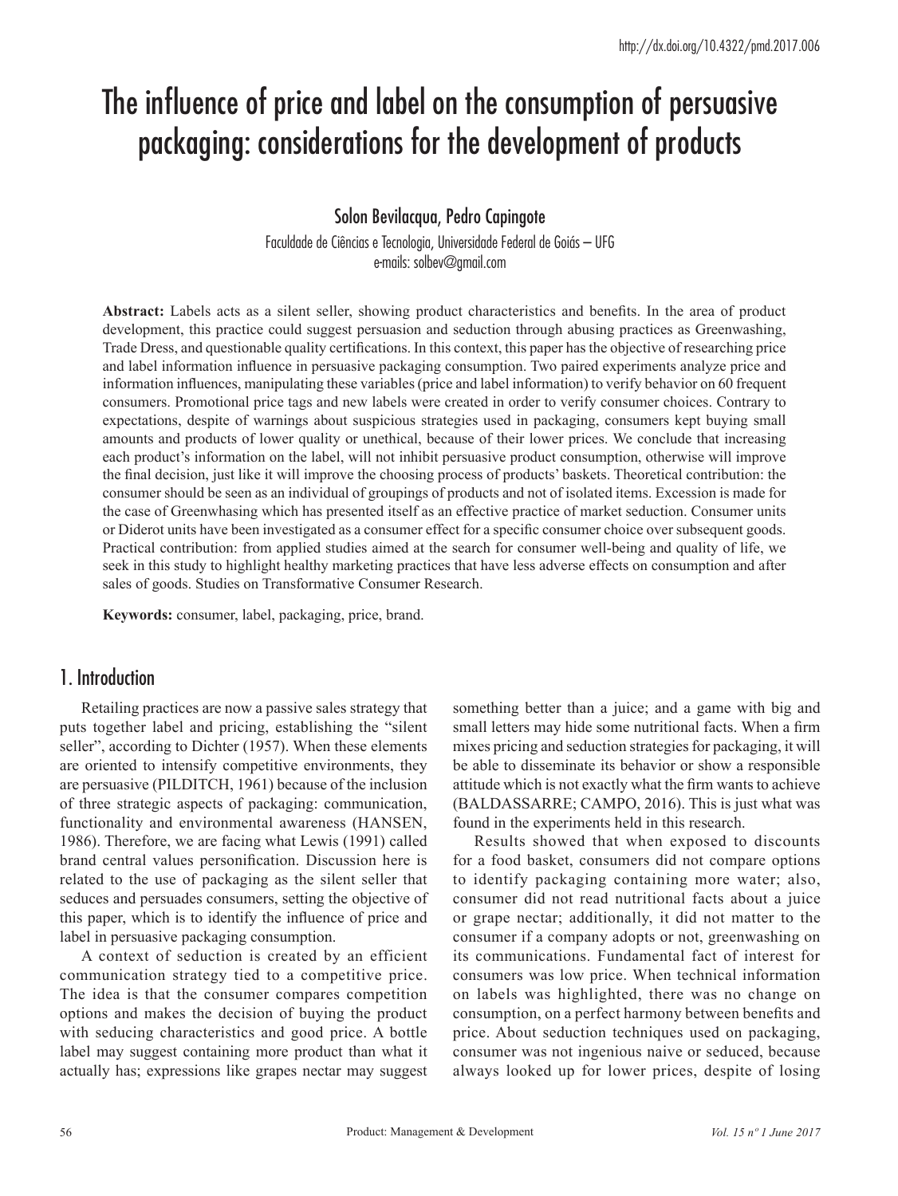http://dx.doi.org/10.4322/pmd.2017.006

# The influence of price and label on the consumption of persuasive packaging: considerations for the development of products

Solon Bevilacqua, Pedro Capingote

Faculdade de Ciências e Tecnologia, Universidade Federal de Goiás – UFG
e-mails: solbev@gmail.com

**Abstract:** Labels acts as a silent seller, showing product characteristics and benefits. In the area of product development, this practice could suggest persuasion and seduction through abusing practices as Greenwashing, Trade Dress, and questionable quality certifications. In this context, this paper has the objective of researching price and label information influence in persuasive packaging consumption. Two paired experiments analyze price and information influences, manipulating these variables (price and label information) to verify behavior on 60 frequent consumers. Promotional price tags and new labels were created in order to verify consumer choices. Contrary to expectations, despite of warnings about suspicious strategies used in packaging, consumers kept buying small amounts and products of lower quality or unethical, because of their lower prices. We conclude that increasing each product's information on the label, will not inhibit persuasive product consumption, otherwise will improve the final decision, just like it will improve the choosing process of products' baskets. Theoretical contribution: the consumer should be seen as an individual of groupings of products and not of isolated items. Excession is made for the case of Greenwhasing which has presented itself as an effective practice of market seduction. Consumer units or Diderot units have been investigated as a consumer effect for a specific consumer choice over subsequent goods. Practical contribution: from applied studies aimed at the search for consumer well-being and quality of life, we seek in this study to highlight healthy marketing practices that have less adverse effects on consumption and after sales of goods. Studies on Transformative Consumer Research.

**Keywords:** consumer, label, packaging, price, brand.

## 1. Introduction

Retailing practices are now a passive sales strategy that puts together label and pricing, establishing the "silent seller", according to Dichter (1957). When these elements are oriented to intensify competitive environments, they are persuasive (PILDITCH, 1961) because of the inclusion of three strategic aspects of packaging: communication, functionality and environmental awareness (HANSEN, 1986). Therefore, we are facing what Lewis (1991) called brand central values personification. Discussion here is related to the use of packaging as the silent seller that seduces and persuades consumers, setting the objective of this paper, which is to identify the influence of price and label in persuasive packaging consumption.

A context of seduction is created by an efficient communication strategy tied to a competitive price. The idea is that the consumer compares competition options and makes the decision of buying the product with seducing characteristics and good price. A bottle label may suggest containing more product than what it actually has; expressions like grapes nectar may suggest something better than a juice; and a game with big and small letters may hide some nutritional facts. When a firm mixes pricing and seduction strategies for packaging, it will be able to disseminate its behavior or show a responsible attitude which is not exactly what the firm wants to achieve (BALDASSARRE; CAMPO, 2016). This is just what was found in the experiments held in this research.

Results showed that when exposed to discounts for a food basket, consumers did not compare options to identify packaging containing more water; also, consumer did not read nutritional facts about a juice or grape nectar; additionally, it did not matter to the consumer if a company adopts or not, greenwashing on its communications. Fundamental fact of interest for consumers was low price. When technical information on labels was highlighted, there was no change on consumption, on a perfect harmony between benefits and price. About seduction techniques used on packaging, consumer was not ingenious naive or seduced, because always looked up for lower prices, despite of losing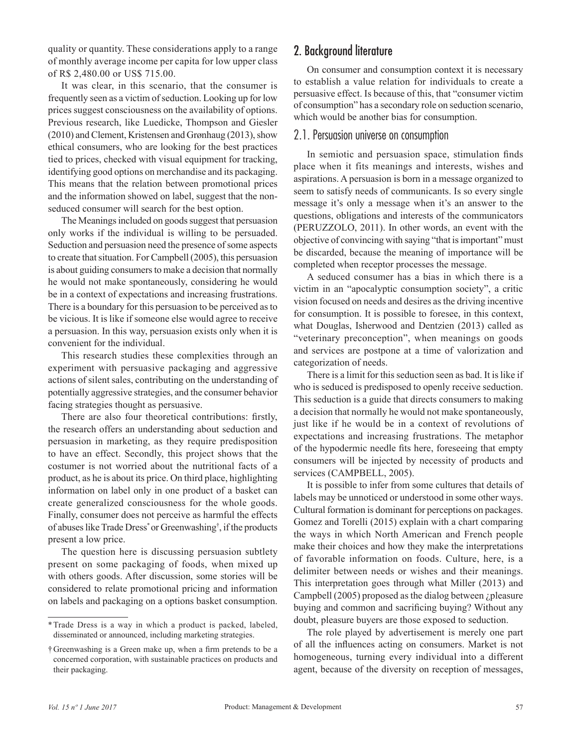quality or quantity. These considerations apply to a range of monthly average income per capita for low upper class of R$ 2,480.00 or US$ 715.00.

It was clear, in this scenario, that the consumer is frequently seen as a victim of seduction. Looking up for low prices suggest consciousness on the availability of options. Previous research, like Luedicke, Thompson and Giesler (2010) and Clement, Kristensen and Grønhaug (2013), show ethical consumers, who are looking for the best practices tied to prices, checked with visual equipment for tracking, identifying good options on merchandise and its packaging. This means that the relation between promotional prices and the information showed on label, suggest that the non-seduced consumer will search for the best option.

The Meanings included on goods suggest that persuasion only works if the individual is willing to be persuaded. Seduction and persuasion need the presence of some aspects to create that situation. For Campbell (2005), this persuasion is about guiding consumers to make a decision that normally he would not make spontaneously, considering he would be in a context of expectations and increasing frustrations. There is a boundary for this persuasion to be perceived as to be vicious. It is like if someone else would agree to receive a persuasion. In this way, persuasion exists only when it is convenient for the individual.

This research studies these complexities through an experiment with persuasive packaging and aggressive actions of silent sales, contributing on the understanding of potentially aggressive strategies, and the consumer behavior facing strategies thought as persuasive.

There are also four theoretical contributions: firstly, the research offers an understanding about seduction and persuasion in marketing, as they require predisposition to have an effect. Secondly, this project shows that the costumer is not worried about the nutritional facts of a product, as he is about its price. On third place, highlighting information on label only in one product of a basket can create generalized consciousness for the whole goods. Finally, consumer does not perceive as harmful the effects of abuses like Trade Dress* or Greenwashing†, if the products present a low price.

The question here is discussing persuasion subtlety present on some packaging of foods, when mixed up with others goods. After discussion, some stories will be considered to relate promotional pricing and information on labels and packaging on a options basket consumption.

* Trade Dress is a way in which a product is packed, labeled, disseminated or announced, including marketing strategies.

† Greenwashing is a Green make up, when a firm pretends to be a concerned corporation, with sustainable practices on products and their packaging.

## 2. Background literature

On consumer and consumption context it is necessary to establish a value relation for individuals to create a persuasive effect. Is because of this, that "consumer victim of consumption" has a secondary role on seduction scenario, which would be another bias for consumption.

### 2.1. Persuasion universe on consumption

In semiotic and persuasion space, stimulation finds place when it fits meanings and interests, wishes and aspirations. A persuasion is born in a message organized to seem to satisfy needs of communicants. Is so every single message it's only a message when it's an answer to the questions, obligations and interests of the communicators (PERUZZOLO, 2011). In other words, an event with the objective of convincing with saying "that is important" must be discarded, because the meaning of importance will be completed when receptor processes the message.

A seduced consumer has a bias in which there is a victim in an "apocalyptic consumption society", a critic vision focused on needs and desires as the driving incentive for consumption. It is possible to foresee, in this context, what Douglas, Isherwood and Dentzien (2013) called as "veterinary preconception", when meanings on goods and services are postpone at a time of valorization and categorization of needs.

There is a limit for this seduction seen as bad. It is like if who is seduced is predisposed to openly receive seduction. This seduction is a guide that directs consumers to making a decision that normally he would not make spontaneously, just like if he would be in a context of revolutions of expectations and increasing frustrations. The metaphor of the hypodermic needle fits here, foreseeing that empty consumers will be injected by necessity of products and services (CAMPBELL, 2005).

It is possible to infer from some cultures that details of labels may be unnoticed or understood in some other ways. Cultural formation is dominant for perceptions on packages. Gomez and Torelli (2015) explain with a chart comparing the ways in which North American and French people make their choices and how they make the interpretations of favorable information on foods. Culture, here, is a delimiter between needs or wishes and their meanings. This interpretation goes through what Miller (2013) and Campbell (2005) proposed as the dialog between ¿pleasure buying and common and sacrificing buying? Without any doubt, pleasure buyers are those exposed to seduction.

The role played by advertisement is merely one part of all the influences acting on consumers. Market is not homogeneous, turning every individual into a different agent, because of the diversity on reception of messages,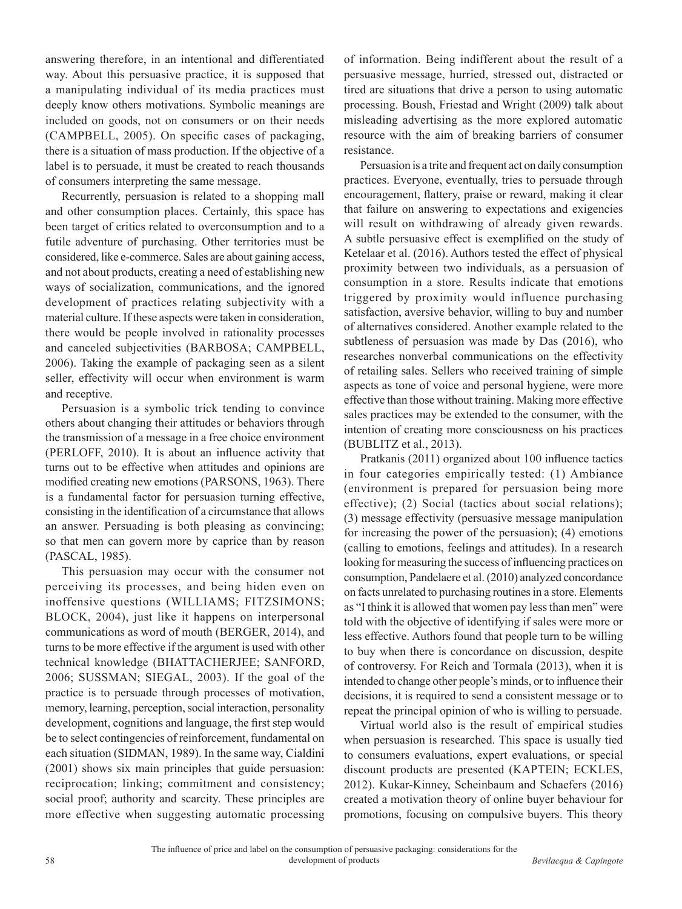answering therefore, in an intentional and differentiated way. About this persuasive practice, it is supposed that a manipulating individual of its media practices must deeply know others motivations. Symbolic meanings are included on goods, not on consumers or on their needs (CAMPBELL, 2005). On specific cases of packaging, there is a situation of mass production. If the objective of a label is to persuade, it must be created to reach thousands of consumers interpreting the same message.

Recurrently, persuasion is related to a shopping mall and other consumption places. Certainly, this space has been target of critics related to overconsumption and to a futile adventure of purchasing. Other territories must be considered, like e-commerce. Sales are about gaining access, and not about products, creating a need of establishing new ways of socialization, communications, and the ignored development of practices relating subjectivity with a material culture. If these aspects were taken in consideration, there would be people involved in rationality processes and canceled subjectivities (BARBOSA; CAMPBELL, 2006). Taking the example of packaging seen as a silent seller, effectivity will occur when environment is warm and receptive.

Persuasion is a symbolic trick tending to convince others about changing their attitudes or behaviors through the transmission of a message in a free choice environment (PERLOFF, 2010). It is about an influence activity that turns out to be effective when attitudes and opinions are modified creating new emotions (PARSONS, 1963). There is a fundamental factor for persuasion turning effective, consisting in the identification of a circumstance that allows an answer. Persuading is both pleasing as convincing; so that men can govern more by caprice than by reason (PASCAL, 1985).

This persuasion may occur with the consumer not perceiving its processes, and being hiden even on inoffensive questions (WILLIAMS; FITZSIMONS; BLOCK, 2004), just like it happens on interpersonal communications as word of mouth (BERGER, 2014), and turns to be more effective if the argument is used with other technical knowledge (BHATTACHERJEE; SANFORD, 2006; SUSSMAN; SIEGAL, 2003). If the goal of the practice is to persuade through processes of motivation, memory, learning, perception, social interaction, personality development, cognitions and language, the first step would be to select contingencies of reinforcement, fundamental on each situation (SIDMAN, 1989). In the same way, Cialdini (2001) shows six main principles that guide persuasion: reciprocation; linking; commitment and consistency; social proof; authority and scarcity. These principles are more effective when suggesting automatic processing of information. Being indifferent about the result of a persuasive message, hurried, stressed out, distracted or tired are situations that drive a person to using automatic processing. Boush, Friestad and Wright (2009) talk about misleading advertising as the more explored automatic resource with the aim of breaking barriers of consumer resistance.

Persuasion is a trite and frequent act on daily consumption practices. Everyone, eventually, tries to persuade through encouragement, flattery, praise or reward, making it clear that failure on answering to expectations and exigencies will result on withdrawing of already given rewards. A subtle persuasive effect is exemplified on the study of Ketelaar et al. (2016). Authors tested the effect of physical proximity between two individuals, as a persuasion of consumption in a store. Results indicate that emotions triggered by proximity would influence purchasing satisfaction, aversive behavior, willing to buy and number of alternatives considered. Another example related to the subtleness of persuasion was made by Das (2016), who researches nonverbal communications on the effectivity of retailing sales. Sellers who received training of simple aspects as tone of voice and personal hygiene, were more effective than those without training. Making more effective sales practices may be extended to the consumer, with the intention of creating more consciousness on his practices (BUBLITZ et al., 2013).

Pratkanis (2011) organized about 100 influence tactics in four categories empirically tested: (1) Ambiance (environment is prepared for persuasion being more effective); (2) Social (tactics about social relations); (3) message effectivity (persuasive message manipulation for increasing the power of the persuasion); (4) emotions (calling to emotions, feelings and attitudes). In a research looking for measuring the success of influencing practices on consumption, Pandelaere et al. (2010) analyzed concordance on facts unrelated to purchasing routines in a store. Elements as "I think it is allowed that women pay less than men" were told with the objective of identifying if sales were more or less effective. Authors found that people turn to be willing to buy when there is concordance on discussion, despite of controversy. For Reich and Tormala (2013), when it is intended to change other people's minds, or to influence their decisions, it is required to send a consistent message or to repeat the principal opinion of who is willing to persuade.

Virtual world also is the result of empirical studies when persuasion is researched. This space is usually tied to consumers evaluations, expert evaluations, or special discount products are presented (KAPTEIN; ECKLES, 2012). Kukar-Kinney, Scheinbaum and Schaefers (2016) created a motivation theory of online buyer behaviour for promotions, focusing on compulsive buyers. This theory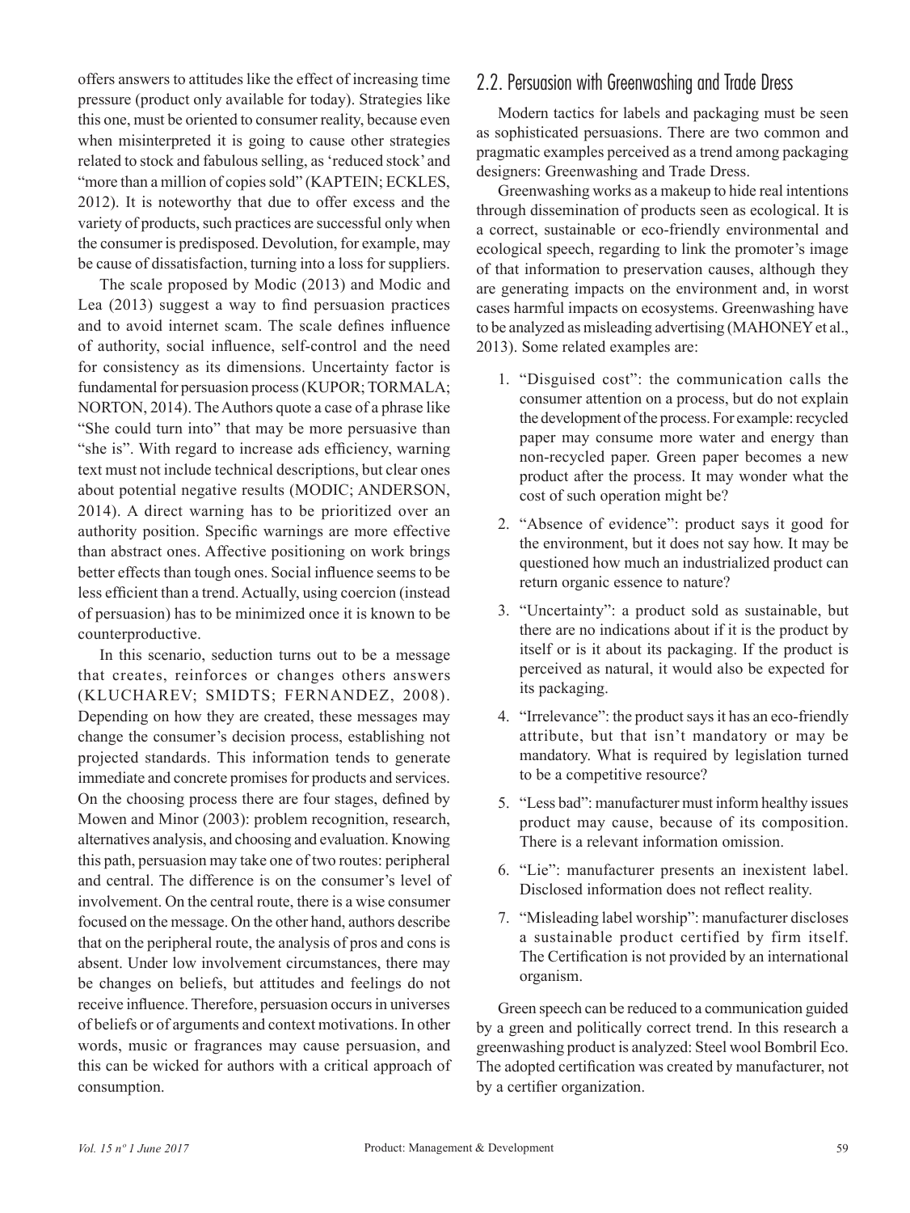offers answers to attitudes like the effect of increasing time pressure (product only available for today). Strategies like this one, must be oriented to consumer reality, because even when misinterpreted it is going to cause other strategies related to stock and fabulous selling, as 'reduced stock' and "more than a million of copies sold" (KAPTEIN; ECKLES, 2012). It is noteworthy that due to offer excess and the variety of products, such practices are successful only when the consumer is predisposed. Devolution, for example, may be cause of dissatisfaction, turning into a loss for suppliers.

The scale proposed by Modic (2013) and Modic and Lea (2013) suggest a way to find persuasion practices and to avoid internet scam. The scale defines influence of authority, social influence, self-control and the need for consistency as its dimensions. Uncertainty factor is fundamental for persuasion process (KUPOR; TORMALA; NORTON, 2014). The Authors quote a case of a phrase like "She could turn into" that may be more persuasive than "she is". With regard to increase ads efficiency, warning text must not include technical descriptions, but clear ones about potential negative results (MODIC; ANDERSON, 2014). A direct warning has to be prioritized over an authority position. Specific warnings are more effective than abstract ones. Affective positioning on work brings better effects than tough ones. Social influence seems to be less efficient than a trend. Actually, using coercion (instead of persuasion) has to be minimized once it is known to be counterproductive.

In this scenario, seduction turns out to be a message that creates, reinforces or changes others answers (KLUCHAREV; SMIDTS; FERNANDEZ, 2008). Depending on how they are created, these messages may change the consumer's decision process, establishing not projected standards. This information tends to generate immediate and concrete promises for products and services. On the choosing process there are four stages, defined by Mowen and Minor (2003): problem recognition, research, alternatives analysis, and choosing and evaluation. Knowing this path, persuasion may take one of two routes: peripheral and central. The difference is on the consumer's level of involvement. On the central route, there is a wise consumer focused on the message. On the other hand, authors describe that on the peripheral route, the analysis of pros and cons is absent. Under low involvement circumstances, there may be changes on beliefs, but attitudes and feelings do not receive influence. Therefore, persuasion occurs in universes of beliefs or of arguments and context motivations. In other words, music or fragrances may cause persuasion, and this can be wicked for authors with a critical approach of consumption.

## 2.2. Persuasion with Greenwashing and Trade Dress

Modern tactics for labels and packaging must be seen as sophisticated persuasions. There are two common and pragmatic examples perceived as a trend among packaging designers: Greenwashing and Trade Dress.

Greenwashing works as a makeup to hide real intentions through dissemination of products seen as ecological. It is a correct, sustainable or eco-friendly environmental and ecological speech, regarding to link the promoter's image of that information to preservation causes, although they are generating impacts on the environment and, in worst cases harmful impacts on ecosystems. Greenwashing have to be analyzed as misleading advertising (MAHONEY et al., 2013). Some related examples are:

1. "Disguised cost": the communication calls the consumer attention on a process, but do not explain the development of the process. For example: recycled paper may consume more water and energy than non-recycled paper. Green paper becomes a new product after the process. It may wonder what the cost of such operation might be?
2. "Absence of evidence": product says it good for the environment, but it does not say how. It may be questioned how much an industrialized product can return organic essence to nature?
3. "Uncertainty": a product sold as sustainable, but there are no indications about if it is the product by itself or is it about its packaging. If the product is perceived as natural, it would also be expected for its packaging.
4. "Irrelevance": the product says it has an eco-friendly attribute, but that isn't mandatory or may be mandatory. What is required by legislation turned to be a competitive resource?
5. "Less bad": manufacturer must inform healthy issues product may cause, because of its composition. There is a relevant information omission.
6. "Lie": manufacturer presents an inexistent label. Disclosed information does not reflect reality.
7. "Misleading label worship": manufacturer discloses a sustainable product certified by firm itself. The Certification is not provided by an international organism.

Green speech can be reduced to a communication guided by a green and politically correct trend. In this research a greenwashing product is analyzed: Steel wool Bombril Eco. The adopted certification was created by manufacturer, not by a certifier organization.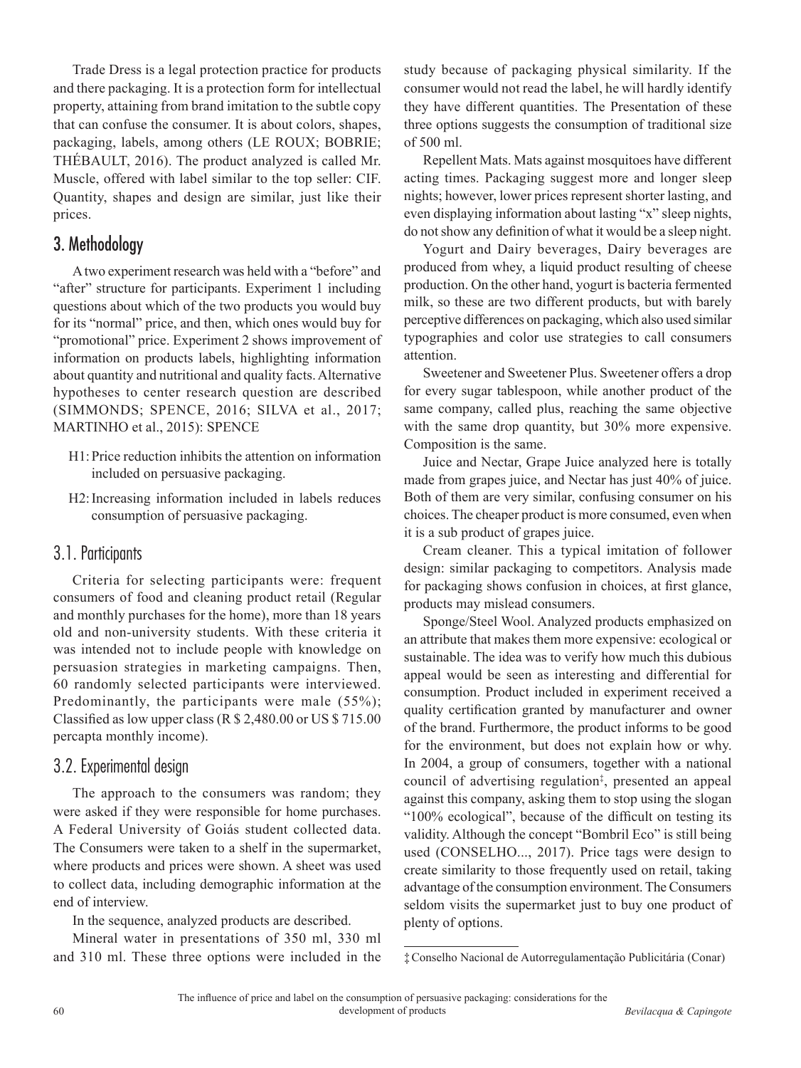Trade Dress is a legal protection practice for products and there packaging. It is a protection form for intellectual property, attaining from brand imitation to the subtle copy that can confuse the consumer. It is about colors, shapes, packaging, labels, among others (LE ROUX; BOBRIE; THÉBAULT, 2016). The product analyzed is called Mr. Muscle, offered with label similar to the top seller: CIF. Quantity, shapes and design are similar, just like their prices.

## 3. Methodology

A two experiment research was held with a "before" and "after" structure for participants. Experiment 1 including questions about which of the two products you would buy for its "normal" price, and then, which ones would buy for "promotional" price. Experiment 2 shows improvement of information on products labels, highlighting information about quantity and nutritional and quality facts. Alternative hypotheses to center research question are described (SIMMONDS; SPENCE, 2016; SILVA et al., 2017; MARTINHO et al., 2015): SPENCE

- H1: Price reduction inhibits the attention on information included on persuasive packaging.
- H2: Increasing information included in labels reduces consumption of persuasive packaging.

### 3.1. Participants

Criteria for selecting participants were: frequent consumers of food and cleaning product retail (Regular and monthly purchases for the home), more than 18 years old and non-university students. With these criteria it was intended not to include people with knowledge on persuasion strategies in marketing campaigns. Then, 60 randomly selected participants were interviewed. Predominantly, the participants were male (55%); Classified as low upper class (R $ 2,480.00 or US $ 715.00 percapta monthly income).

### 3.2. Experimental design

The approach to the consumers was random; they were asked if they were responsible for home purchases. A Federal University of Goiás student collected data. The Consumers were taken to a shelf in the supermarket, where products and prices were shown. A sheet was used to collect data, including demographic information at the end of interview.

In the sequence, analyzed products are described.

Mineral water in presentations of 350 ml, 330 ml and 310 ml. These three options were included in the study because of packaging physical similarity. If the consumer would not read the label, he will hardly identify they have different quantities. The Presentation of these three options suggests the consumption of traditional size of 500 ml.

Repellent Mats. Mats against mosquitoes have different acting times. Packaging suggest more and longer sleep nights; however, lower prices represent shorter lasting, and even displaying information about lasting "x" sleep nights, do not show any definition of what it would be a sleep night.

Yogurt and Dairy beverages, Dairy beverages are produced from whey, a liquid product resulting of cheese production. On the other hand, yogurt is bacteria fermented milk, so these are two different products, but with barely perceptive differences on packaging, which also used similar typographies and color use strategies to call consumers attention.

Sweetener and Sweetener Plus. Sweetener offers a drop for every sugar tablespoon, while another product of the same company, called plus, reaching the same objective with the same drop quantity, but 30% more expensive. Composition is the same.

Juice and Nectar, Grape Juice analyzed here is totally made from grapes juice, and Nectar has just 40% of juice. Both of them are very similar, confusing consumer on his choices. The cheaper product is more consumed, even when it is a sub product of grapes juice.

Cream cleaner. This a typical imitation of follower design: similar packaging to competitors. Analysis made for packaging shows confusion in choices, at first glance, products may mislead consumers.

Sponge/Steel Wool. Analyzed products emphasized on an attribute that makes them more expensive: ecological or sustainable. The idea was to verify how much this dubious appeal would be seen as interesting and differential for consumption. Product included in experiment received a quality certification granted by manufacturer and owner of the brand. Furthermore, the product informs to be good for the environment, but does not explain how or why. In 2004, a group of consumers, together with a national council of advertising regulation[‡], presented an appeal against this company, asking them to stop using the slogan "100% ecological", because of the difficult on testing its validity. Although the concept "Bombril Eco" is still being used (CONSELHO..., 2017). Price tags were design to create similarity to those frequently used on retail, taking advantage of the consumption environment. The Consumers seldom visits the supermarket just to buy one product of plenty of options.

[‡] Conselho Nacional de Autorregulamentação Publicitária (Conar)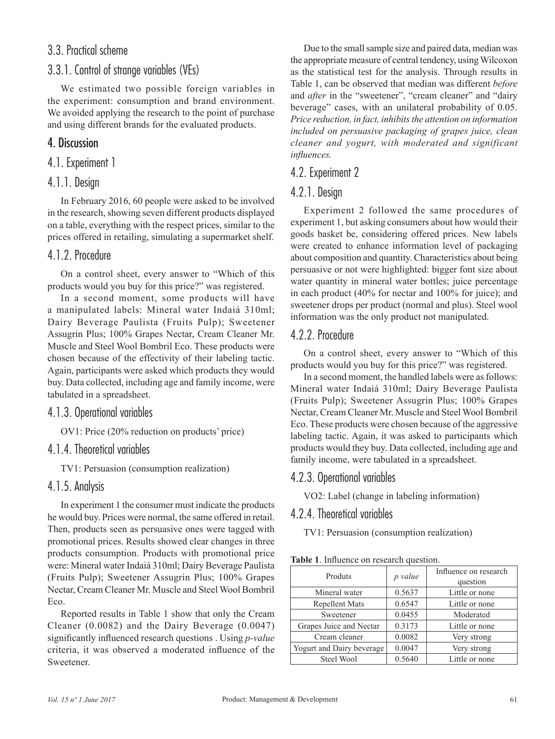### 3.3. Practical scheme

### 3.3.1. Control of strange variables (VEs)

We estimated two possible foreign variables in the experiment: consumption and brand environment. We avoided applying the research to the point of purchase and using different brands for the evaluated products.

## 4. Discussion

### 4.1. Experiment 1

### 4.1.1. Design

In February 2016, 60 people were asked to be involved in the research, showing seven different products displayed on a table, everything with the respect prices, similar to the prices offered in retailing, simulating a supermarket shelf.

### 4.1.2. Procedure

On a control sheet, every answer to "Which of this products would you buy for this price?" was registered.

In a second moment, some products will have a manipulated labels: Mineral water Indaiá 310ml; Dairy Beverage Paulista (Fruits Pulp); Sweetener Assugrin Plus; 100% Grapes Nectar, Cream Cleaner Mr. Muscle and Steel Wool Bombril Eco. These products were chosen because of the effectivity of their labeling tactic. Again, participants were asked which products they would buy. Data collected, including age and family income, were tabulated in a spreadsheet.

### 4.1.3. Operational variables

OV1: Price (20% reduction on products' price)

### 4.1.4. Theoretical variables

TV1: Persuasion (consumption realization)

### 4.1.5. Analysis

In experiment 1 the consumer must indicate the products he would buy. Prices were normal, the same offered in retail. Then, products seen as persuasive ones were tagged with promotional prices. Results showed clear changes in three products consumption. Products with promotional price were: Mineral water Indaiá 310ml; Dairy Beverage Paulista (Fruits Pulp); Sweetener Assugrin Plus; 100% Grapes Nectar, Cream Cleaner Mr. Muscle and Steel Wool Bombril Eco.

Reported results in Table 1 show that only the Cream Cleaner (0.0082) and the Dairy Beverage (0.0047) significantly influenced research questions . Using *p-value* criteria, it was observed a moderated influence of the Sweetener.

Due to the small sample size and paired data, median was the appropriate measure of central tendency, using Wilcoxon as the statistical test for the analysis. Through results in Table 1, can be observed that median was different *before* and *after* in the "sweetener", "cream cleaner" and "dairy beverage" cases, with an unilateral probability of 0.05. *Price reduction, in fact, inhibits the attention on information included on persuasive packaging of grapes juice, clean cleaner and yogurt, with moderated and significant influences.*

### 4.2. Experiment 2

### 4.2.1. Design

Experiment 2 followed the same procedures of experiment 1, but asking consumers about how would their goods basket be, considering offered prices. New labels were created to enhance information level of packaging about composition and quantity. Characteristics about being persuasive or not were highlighted: bigger font size about water quantity in mineral water bottles; juice percentage in each product (40% for nectar and 100% for juice); and sweetener drops per product (normal and plus). Steel wool information was the only product not manipulated.

### 4.2.2. Procedure

On a control sheet, every answer to "Which of this products would you buy for this price?" was registered.

In a second moment, the handled labels were as follows: Mineral water Indaiá 310ml; Dairy Beverage Paulista (Fruits Pulp); Sweetener Assugrin Plus; 100% Grapes Nectar, Cream Cleaner Mr. Muscle and Steel Wool Bombril Eco. These products were chosen because of the aggressive labeling tactic. Again, it was asked to participants which products would they buy. Data collected, including age and family income, were tabulated in a spreadsheet.

### 4.2.3. Operational variables

VO2: Label (change in labeling information)

### 4.2.4. Theoretical variables

TV1: Persuasion (consumption realization)

**Table 1**. Influence on research question.

| Produts | *p value* | Influence on research question |
|---|---|---|
| Mineral water | 0.5637 | Little or none |
| Repellent Mats | 0.6547 | Little or none |
| Sweetener | 0.0455 | Moderated |
| Grapes Juice and Nectar | 0.3173 | Little or none |
| Cream cleaner | 0.0082 | Very strong |
| Yogurt and Dairy beverage | 0.0047 | Very strong |
| Steel Wool | 0.5640 | Little or none |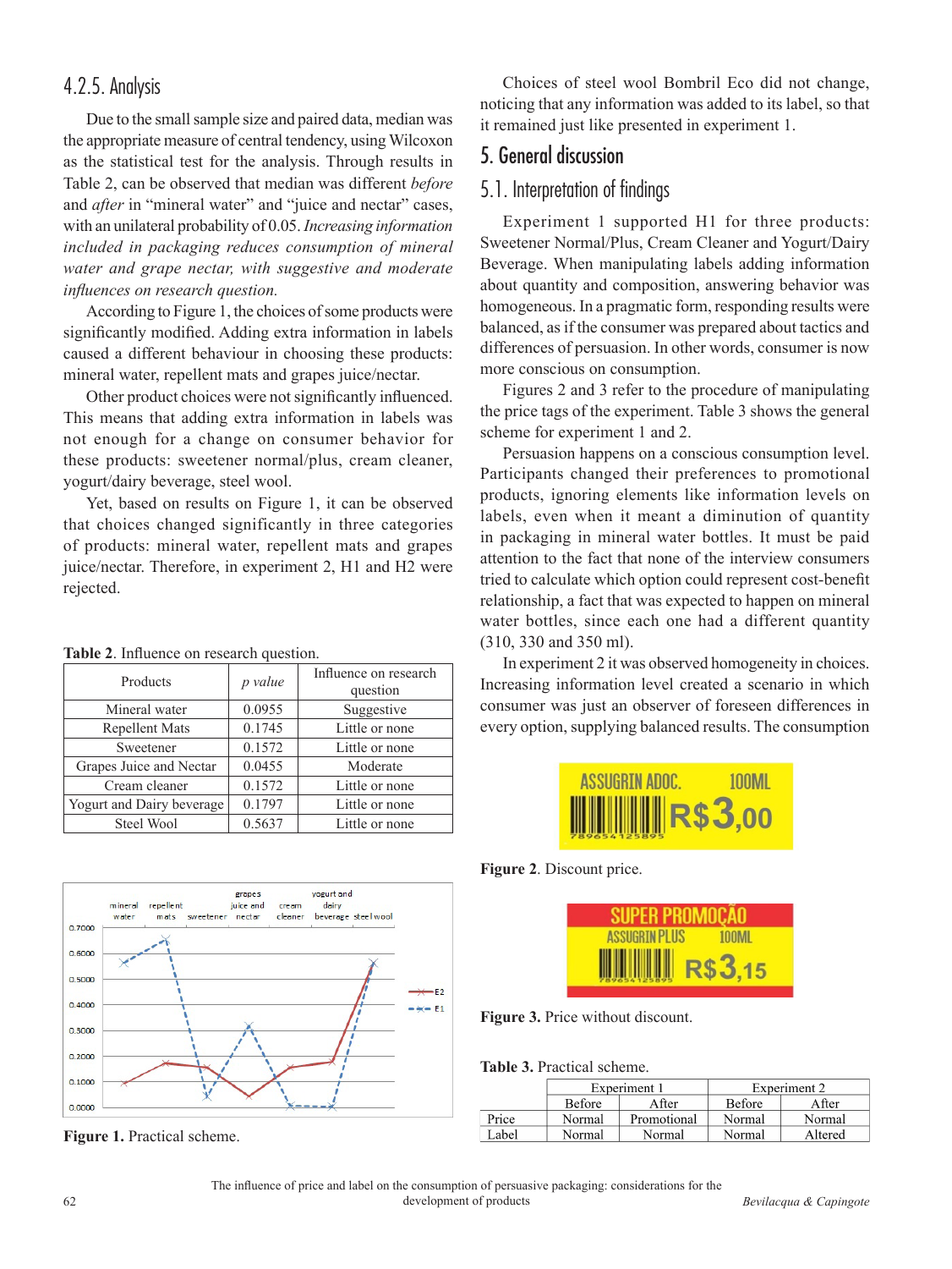### 4.2.5. Analysis

Due to the small sample size and paired data, median was the appropriate measure of central tendency, using Wilcoxon as the statistical test for the analysis. Through results in Table 2, can be observed that median was different *before* and *after* in "mineral water" and "juice and nectar" cases, with an unilateral probability of 0.05. *Increasing information included in packaging reduces consumption of mineral water and grape nectar, with suggestive and moderate influences on research question.*

According to Figure 1, the choices of some products were significantly modified. Adding extra information in labels caused a different behaviour in choosing these products: mineral water, repellent mats and grapes juice/nectar.

Other product choices were not significantly influenced. This means that adding extra information in labels was not enough for a change on consumer behavior for these products: sweetener normal/plus, cream cleaner, yogurt/dairy beverage, steel wool.

Yet, based on results on Figure 1, it can be observed that choices changed significantly in three categories of products: mineral water, repellent mats and grapes juice/nectar. Therefore, in experiment 2, H1 and H2 were rejected.

**Table 2**. Influence on research question.

| Products | *p value* | Influence on research question |
|---|---|---|
| Mineral water | 0.0955 | Suggestive |
| Repellent Mats | 0.1745 | Little or none |
| Sweetener | 0.1572 | Little or none |
| Grapes Juice and Nectar | 0.0455 | Moderate |
| Cream cleaner | 0.1572 | Little or none |
| Yogurt and Dairy beverage | 0.1797 | Little or none |
| Steel Wool | 0.5637 | Little or none |

**Figure 1.** Practical scheme.

Choices of steel wool Bombril Eco did not change, noticing that any information was added to its label, so that it remained just like presented in experiment 1.

## 5. General discussion

### 5.1. Interpretation of findings

Experiment 1 supported H1 for three products: Sweetener Normal/Plus, Cream Cleaner and Yogurt/Dairy Beverage. When manipulating labels adding information about quantity and composition, answering behavior was homogeneous. In a pragmatic form, responding results were balanced, as if the consumer was prepared about tactics and differences of persuasion. In other words, consumer is now more conscious on consumption.

Figures 2 and 3 refer to the procedure of manipulating the price tags of the experiment. Table 3 shows the general scheme for experiment 1 and 2.

Persuasion happens on a conscious consumption level. Participants changed their preferences to promotional products, ignoring elements like information levels on labels, even when it meant a diminution of quantity in packaging in mineral water bottles. It must be paid attention to the fact that none of the interview consumers tried to calculate which option could represent cost-benefit relationship, a fact that was expected to happen on mineral water bottles, since each one had a different quantity (310, 330 and 350 ml).

In experiment 2 it was observed homogeneity in choices. Increasing information level created a scenario in which consumer was just an observer of foreseen differences in every option, supplying balanced results. The consumption

**Figure 2**. Discount price.

**Figure 3.** Price without discount.

**Table 3.** Practical scheme.

| | Experiment 1 | | Experiment 2 | |
|---|---|---|---|---|
| | Before | After | Before | After |
| Price | Normal | Promotional | Normal | Normal |
| Label | Normal | Normal | Normal | Altered |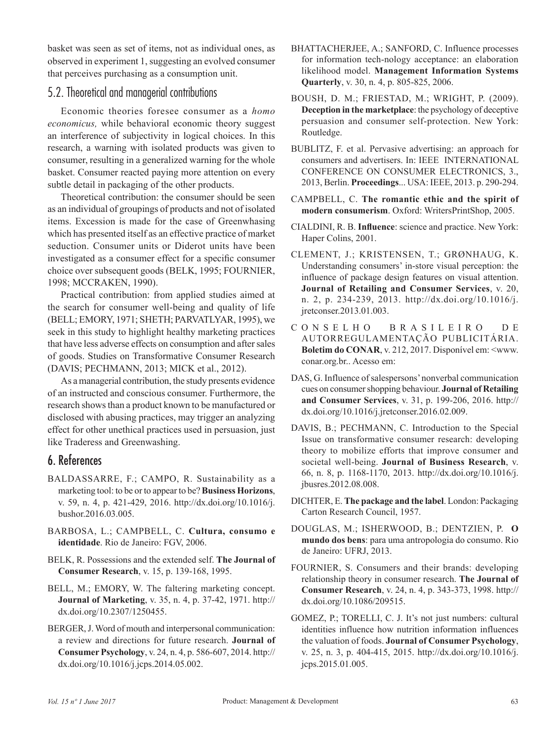basket was seen as set of items, not as individual ones, as observed in experiment 1, suggesting an evolved consumer that perceives purchasing as a consumption unit.

## 5.2. Theoretical and managerial contributions

Economic theories foresee consumer as a *homo economicus,* while behavioral economic theory suggest an interference of subjectivity in logical choices. In this research, a warning with isolated products was given to consumer, resulting in a generalized warning for the whole basket. Consumer reacted paying more attention on every subtle detail in packaging of the other products.

Theoretical contribution: the consumer should be seen as an individual of groupings of products and not of isolated items. Excession is made for the case of Greenwhasing which has presented itself as an effective practice of market seduction. Consumer units or Diderot units have been investigated as a consumer effect for a specific consumer choice over subsequent goods (BELK, 1995; FOURNIER, 1998; MCCRAKEN, 1990).

Practical contribution: from applied studies aimed at the search for consumer well-being and quality of life (BELL; EMORY, 1971; SHETH; PARVATLYAR, 1995), we seek in this study to highlight healthy marketing practices that have less adverse effects on consumption and after sales of goods. Studies on Transformative Consumer Research (DAVIS; PECHMANN, 2013; MICK et al., 2012).

As a managerial contribution, the study presents evidence of an instructed and conscious consumer. Furthermore, the research shows than a product known to be manufactured or disclosed with abusing practices, may trigger an analyzing effect for other unethical practices used in persuasion, just like Traderess and Greenwashing.

# 6. References

BALDASSARRE, F.; CAMPO, R. Sustainability as a marketing tool: to be or to appear to be? **Business Horizons**, v. 59, n. 4, p. 421-429, 2016. http://dx.doi.org/10.1016/j.bushor.2016.03.005.

BARBOSA, L.; CAMPBELL, C. **Cultura, consumo e identidade**. Rio de Janeiro: FGV, 2006.

BELK, R. Possessions and the extended self. **The Journal of Consumer Research**, v. 15, p. 139-168, 1995.

BELL, M.; EMORY, W. The faltering marketing concept. **Journal of Marketing**, v. 35, n. 4, p. 37-42, 1971. http://dx.doi.org/10.2307/1250455.

BERGER, J. Word of mouth and interpersonal communication: a review and directions for future research. **Journal of Consumer Psychology**, v. 24, n. 4, p. 586-607, 2014. http://dx.doi.org/10.1016/j.jcps.2014.05.002.

BHATTACHERJEE, A.; SANFORD, C. Influence processes for information tech-nology acceptance: an elaboration likelihood model. **Management Information Systems Quarterly**, v. 30, n. 4, p. 805-825, 2006.

BOUSH, D. M.; FRIESTAD, M.; WRIGHT, P. (2009). **Deception in the marketplace**: the psychology of deceptive persuasion and consumer self-protection. New York: Routledge.

BUBLITZ, F. et al. Pervasive advertising: an approach for consumers and advertisers. In: IEEE INTERNATIONAL CONFERENCE ON CONSUMER ELECTRONICS, 3., 2013, Berlin. **Proceedings**... USA: IEEE, 2013. p. 290-294.

CAMPBELL, C. **The romantic ethic and the spirit of modern consumerism**. Oxford: WritersPrintShop, 2005.

CIALDINI, R. B. **Influence**: science and practice. New York: Haper Colins, 2001.

CLEMENT, J.; KRISTENSEN, T.; GRØNHAUG, K. Understanding consumers' in-store visual perception: the influence of package design features on visual attention. **Journal of Retailing and Consumer Services**, v. 20, n. 2, p. 234-239, 2013. http://dx.doi.org/10.1016/j.jretconser.2013.01.003.

CONSELHO BRASILEIRO DE AUTORREGULAMENTAÇÃO PUBLICITÁRIA. **Boletim do CONAR**, v. 212, 2017. Disponível em: <www.conar.org.br.. Acesso em:

DAS, G. Influence of salespersons' nonverbal communication cues on consumer shopping behaviour. **Journal of Retailing and Consumer Services**, v. 31, p. 199-206, 2016. http://dx.doi.org/10.1016/j.jretconser.2016.02.009.

DAVIS, B.; PECHMANN, C. Introduction to the Special Issue on transformative consumer research: developing theory to mobilize efforts that improve consumer and societal well-being. **Journal of Business Research**, v. 66, n. 8, p. 1168-1170, 2013. http://dx.doi.org/10.1016/j.jbusres.2012.08.008.

DICHTER, E. **The package and the label**. London: Packaging Carton Research Council, 1957.

DOUGLAS, M.; ISHERWOOD, B.; DENTZIEN, P. **O mundo dos bens**: para uma antropologia do consumo. Rio de Janeiro: UFRJ, 2013.

FOURNIER, S. Consumers and their brands: developing relationship theory in consumer research. **The Journal of Consumer Research**, v. 24, n. 4, p. 343-373, 1998. http://dx.doi.org/10.1086/209515.

GOMEZ, P.; TORELLI, C. J. It's not just numbers: cultural identities influence how nutrition information influences the valuation of foods. **Journal of Consumer Psychology**, v. 25, n. 3, p. 404-415, 2015. http://dx.doi.org/10.1016/j.jcps.2015.01.005.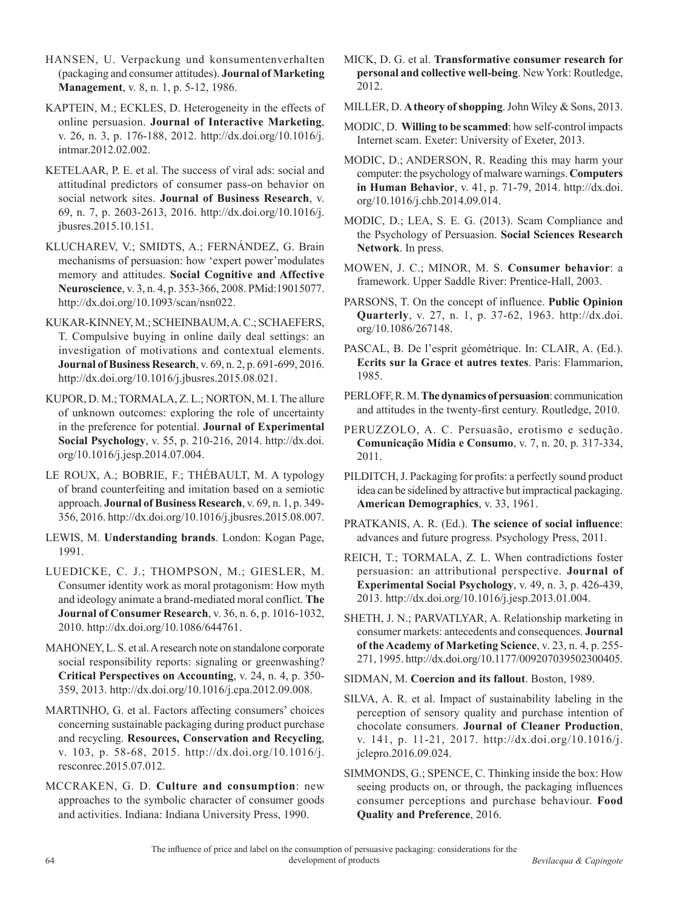HANSEN, U. Verpackung und konsumentenverhalten (packaging and consumer attitudes). **Journal of Marketing Management**, v. 8, n. 1, p. 5-12, 1986.

KAPTEIN, M.; ECKLES, D. Heterogeneity in the effects of online persuasion. **Journal of Interactive Marketing**, v. 26, n. 3, p. 176-188, 2012. http://dx.doi.org/10.1016/j.intmar.2012.02.002.

KETELAAR, P. E. et al. The success of viral ads: social and attitudinal predictors of consumer pass-on behavior on social network sites. **Journal of Business Research**, v. 69, n. 7, p. 2603-2613, 2016. http://dx.doi.org/10.1016/j.jbusres.2015.10.151.

KLUCHAREV, V.; SMIDTS, A.; FERNÁNDEZ, G. Brain mechanisms of persuasion: how 'expert power' modulates memory and attitudes. **Social Cognitive and Affective Neuroscience**, v. 3, n. 4, p. 353-366, 2008. PMid:19015077. http://dx.doi.org/10.1093/scan/nsn022.

KUKAR-KINNEY, M.; SCHEINBAUM, A. C.; SCHAEFERS, T. Compulsive buying in online daily deal settings: an investigation of motivations and contextual elements. **Journal of Business Research**, v. 69, n. 2, p. 691-699, 2016. http://dx.doi.org/10.1016/j.jbusres.2015.08.021.

KUPOR, D. M.; TORMALA, Z. L.; NORTON, M. I. The allure of unknown outcomes: exploring the role of uncertainty in the preference for potential. **Journal of Experimental Social Psychology**, v. 55, p. 210-216, 2014. http://dx.doi.org/10.1016/j.jesp.2014.07.004.

LE ROUX, A.; BOBRIE, F.; THÉBAULT, M. A typology of brand counterfeiting and imitation based on a semiotic approach. **Journal of Business Research**, v. 69, n. 1, p. 349-356, 2016. http://dx.doi.org/10.1016/j.jbusres.2015.08.007.

LEWIS, M. **Understanding brands**. London: Kogan Page, 1991.

LUEDICKE, C. J.; THOMPSON, M.; GIESLER, M. Consumer identity work as moral protagonism: How myth and ideology animate a brand-mediated moral conflict. **The Journal of Consumer Research**, v. 36, n. 6, p. 1016-1032, 2010. http://dx.doi.org/10.1086/644761.

MAHONEY, L. S. et al. A research note on standalone corporate social responsibility reports: signaling or greenwashing? **Critical Perspectives on Accounting**, v. 24, n. 4, p. 350-359, 2013. http://dx.doi.org/10.1016/j.cpa.2012.09.008.

MARTINHO, G. et al. Factors affecting consumers' choices concerning sustainable packaging during product purchase and recycling. **Resources, Conservation and Recycling**, v. 103, p. 58-68, 2015. http://dx.doi.org/10.1016/j.resconrec.2015.07.012.

MCCRAKEN, G. D. **Culture and consumption**: new approaches to the symbolic character of consumer goods and activities. Indiana: Indiana University Press, 1990.

MICK, D. G. et al. **Transformative consumer research for personal and collective well-being**. New York: Routledge, 2012.

MILLER, D. **A theory of shopping**. John Wiley & Sons, 2013.

MODIC, D. **Willing to be scammed**: how self-control impacts Internet scam. Exeter: University of Exeter, 2013.

MODIC, D.; ANDERSON, R. Reading this may harm your computer: the psychology of malware warnings. **Computers in Human Behavior**, v. 41, p. 71-79, 2014. http://dx.doi.org/10.1016/j.chb.2014.09.014.

MODIC, D.; LEA, S. E. G. (2013). Scam Compliance and the Psychology of Persuasion. **Social Sciences Research Network**. In press.

MOWEN, J. C.; MINOR, M. S. **Consumer behavior**: a framework. Upper Saddle River: Prentice-Hall, 2003.

PARSONS, T. On the concept of influence. **Public Opinion Quarterly**, v. 27, n. 1, p. 37-62, 1963. http://dx.doi.org/10.1086/267148.

PASCAL, B. De l'esprit géométrique. In: CLAIR, A. (Ed.). **Ecrits sur la Grace et autres textes**. Paris: Flammarion, 1985.

PERLOFF, R. M. **The dynamics of persuasion**: communication and attitudes in the twenty-first century. Routledge, 2010.

PERUZZOLO, A. C. Persuasão, erotismo e sedução. **Comunicação Mídia e Consumo**, v. 7, n. 20, p. 317-334, 2011.

PILDITCH, J. Packaging for profits: a perfectly sound product idea can be sidelined by attractive but impractical packaging. **American Demographics**, v. 33, 1961.

PRATKANIS, A. R. (Ed.). **The science of social influence**: advances and future progress. Psychology Press, 2011.

REICH, T.; TORMALA, Z. L. When contradictions foster persuasion: an attributional perspective. **Journal of Experimental Social Psychology**, v. 49, n. 3, p. 426-439, 2013. http://dx.doi.org/10.1016/j.jesp.2013.01.004.

SHETH, J. N.; PARVATLYAR, A. Relationship marketing in consumer markets: antecedents and consequences. **Journal of the Academy of Marketing Science**, v. 23, n. 4, p. 255-271, 1995. http://dx.doi.org/10.1177/009207039502300405.

SIDMAN, M. **Coercion and its fallout**. Boston, 1989.

SILVA, A. R. et al. Impact of sustainability labeling in the perception of sensory quality and purchase intention of chocolate consumers. **Journal of Cleaner Production**, v. 141, p. 11-21, 2017. http://dx.doi.org/10.1016/j.jclepro.2016.09.024.

SIMMONDS, G.; SPENCE, C. Thinking inside the box: How seeing products on, or through, the packaging influences consumer perceptions and purchase behaviour. **Food Quality and Preference**, 2016.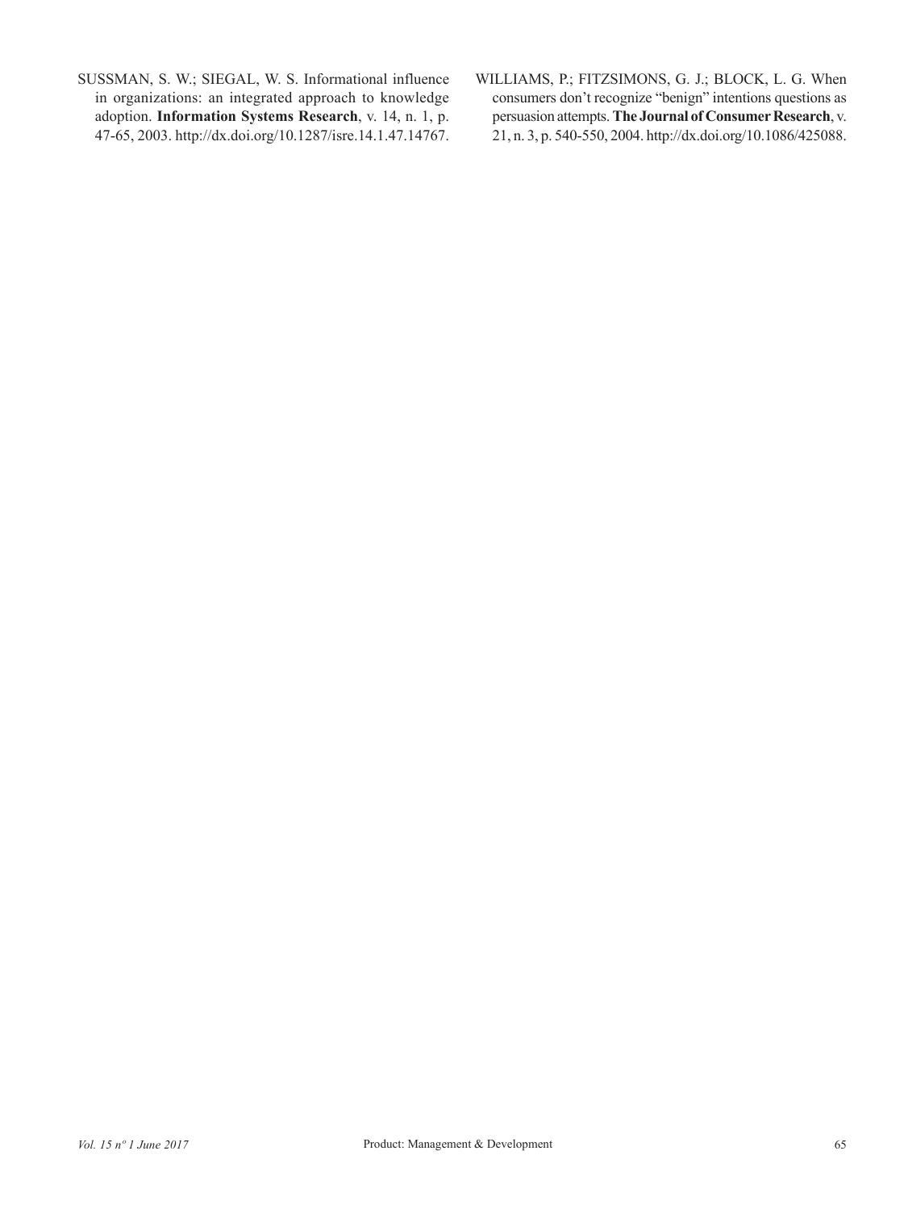SUSSMAN, S. W.; SIEGAL, W. S. Informational influence in organizations: an integrated approach to knowledge adoption. **Information Systems Research**, v. 14, n. 1, p. 47-65, 2003. http://dx.doi.org/10.1287/isre.14.1.47.14767.

WILLIAMS, P.; FITZSIMONS, G. J.; BLOCK, L. G. When consumers don't recognize "benign" intentions questions as persuasion attempts. **The Journal of Consumer Research**, v. 21, n. 3, p. 540-550, 2004. http://dx.doi.org/10.1086/425088.